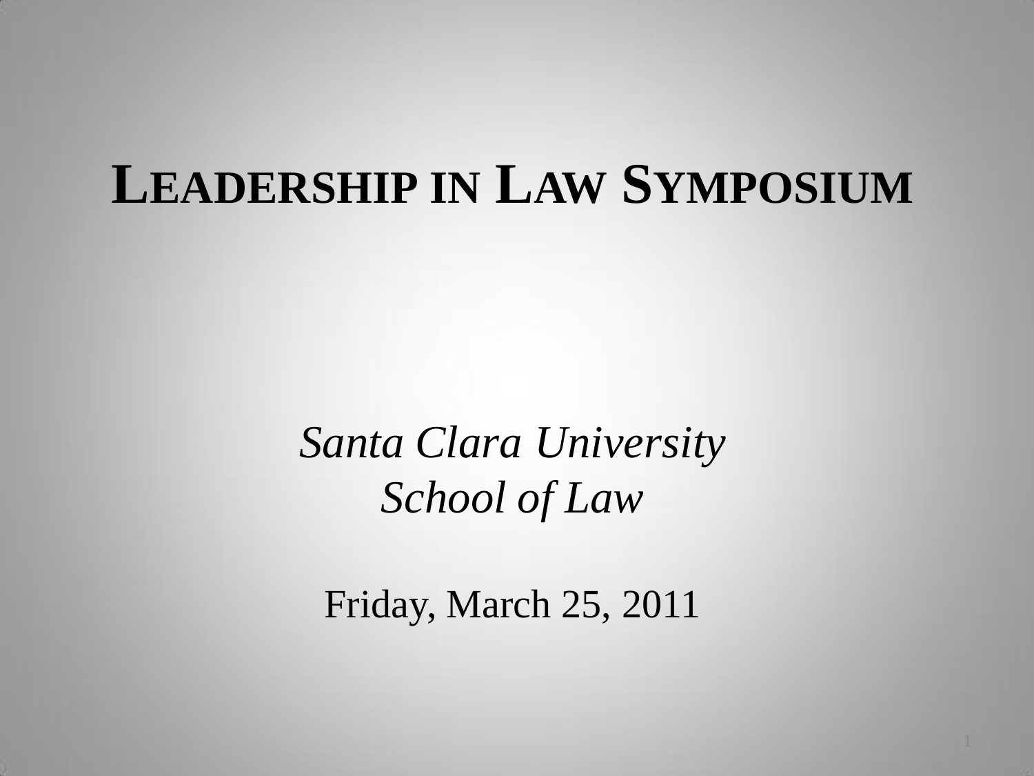# LEADERSHIP IN LAW SYMPOSIUM

*Santa Clara University*
*School of Law*

Friday, March 25, 2011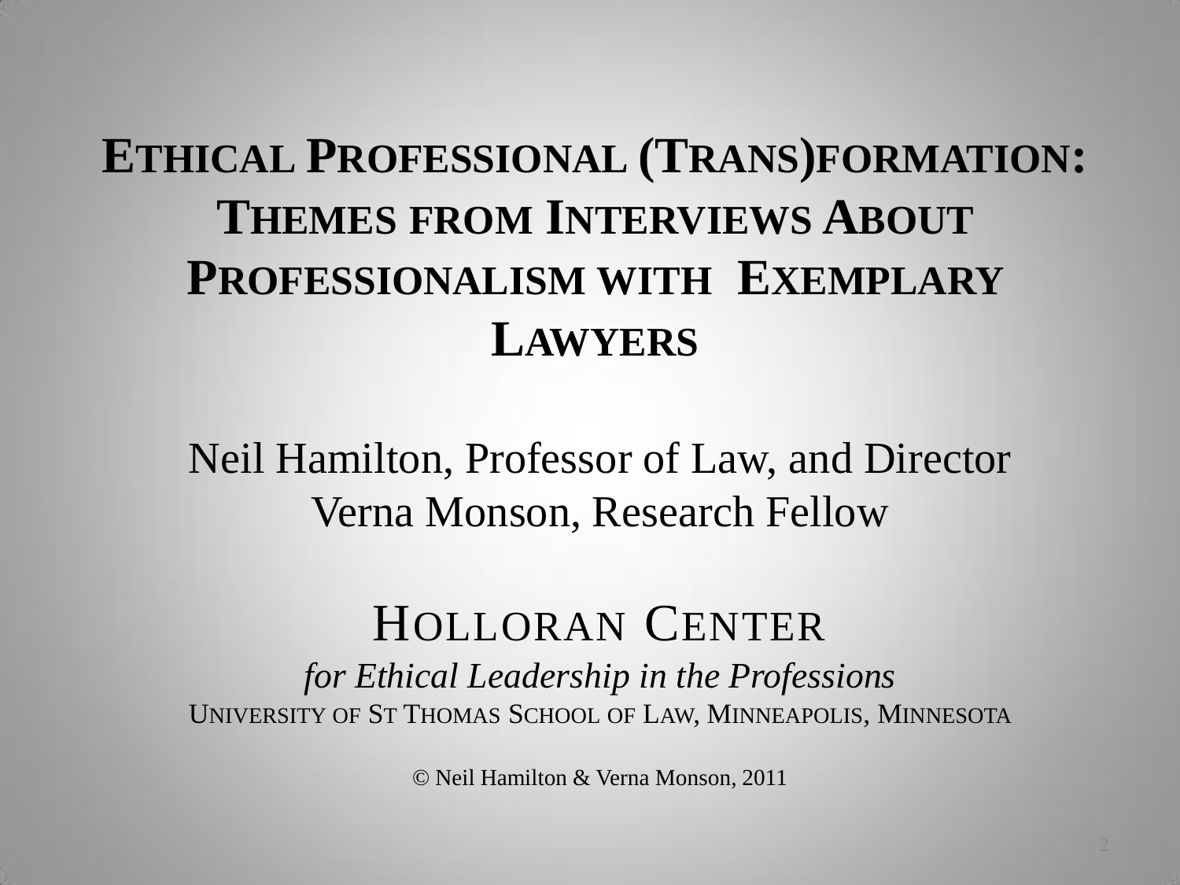# Ethical Professional (Trans)formation: Themes from Interviews About Professionalism with Exemplary Lawyers

Neil Hamilton, Professor of Law, and Director
Verna Monson, Research Fellow

## Holloran Center

*for Ethical Leadership in the Professions*

University of St Thomas School of Law, Minneapolis, Minnesota

© Neil Hamilton & Verna Monson, 2011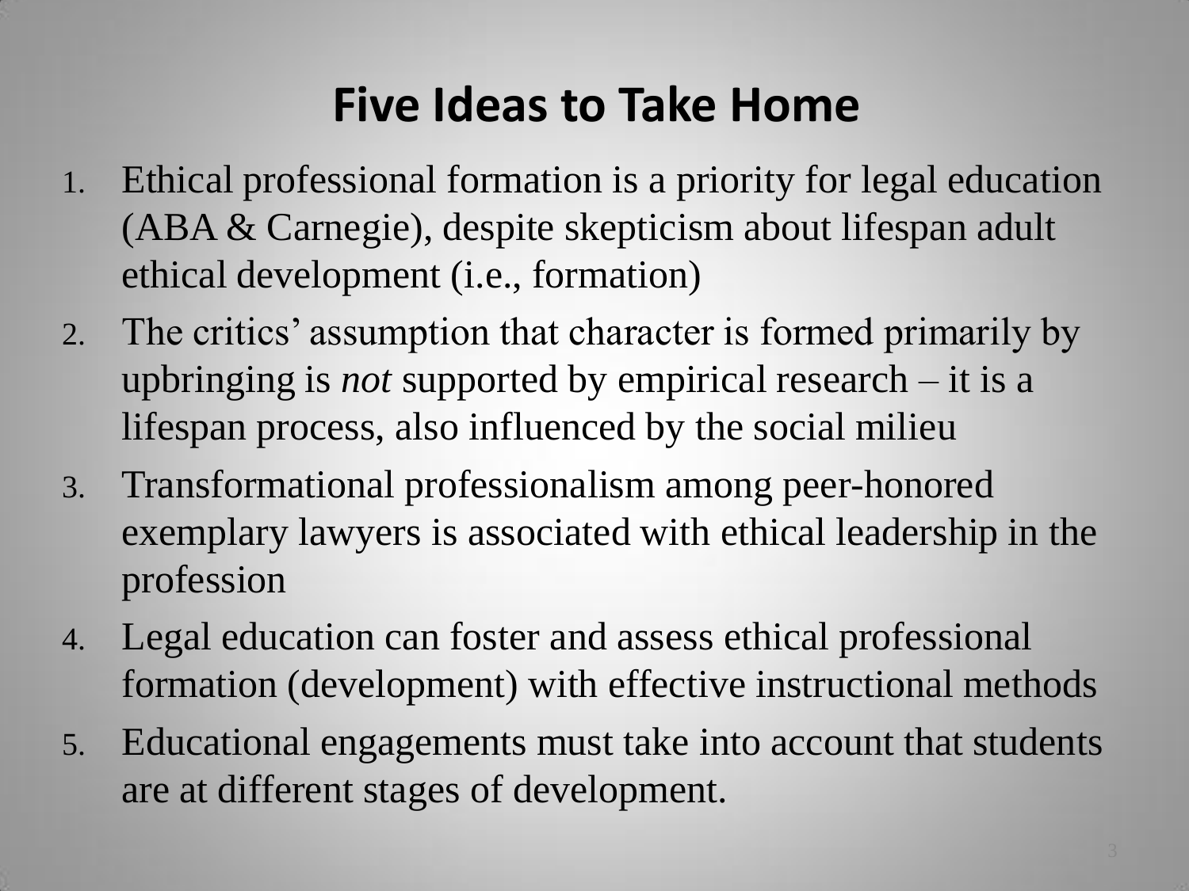# Five Ideas to Take Home

1. Ethical professional formation is a priority for legal education (ABA & Carnegie), despite skepticism about lifespan adult ethical development (i.e., formation)
2. The critics' assumption that character is formed primarily by upbringing is *not* supported by empirical research – it is a lifespan process, also influenced by the social milieu
3. Transformational professionalism among peer-honored exemplary lawyers is associated with ethical leadership in the profession
4. Legal education can foster and assess ethical professional formation (development) with effective instructional methods
5. Educational engagements must take into account that students are at different stages of development.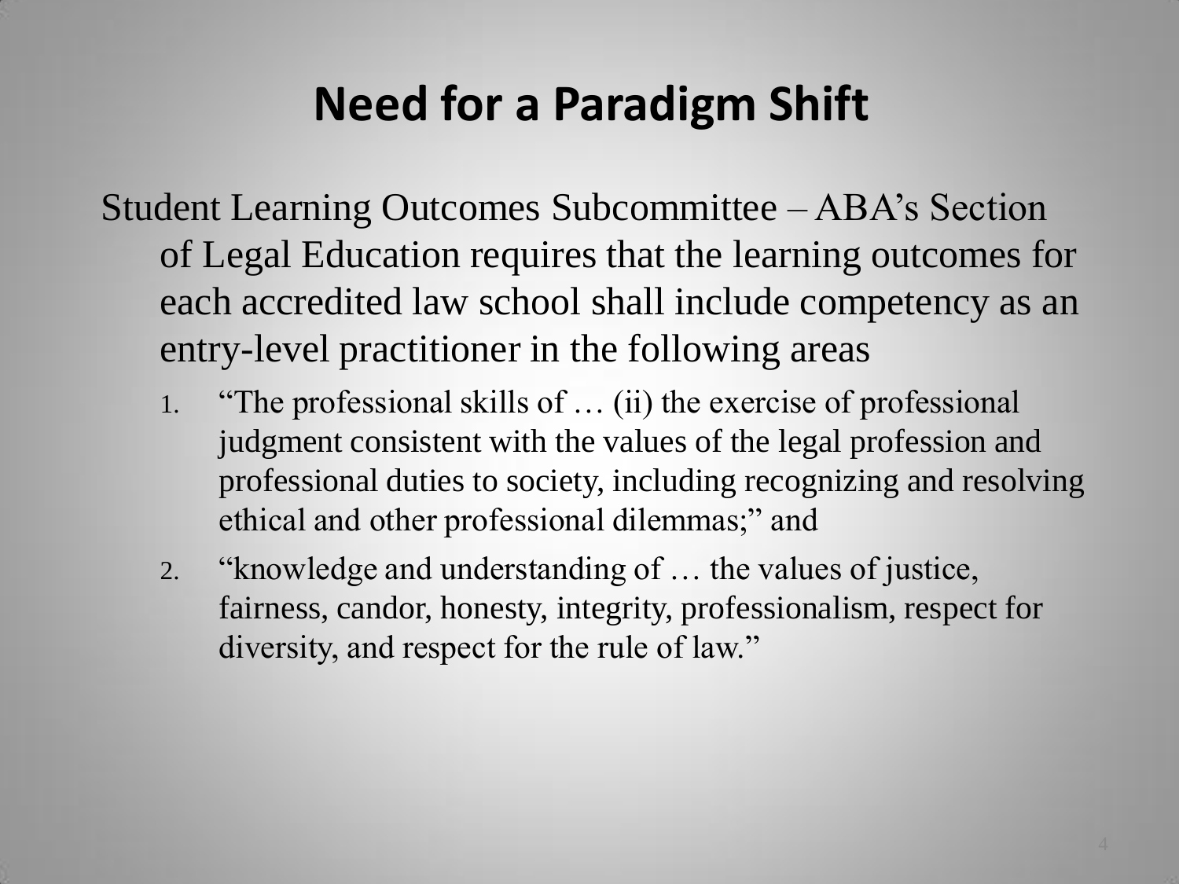# Need for a Paradigm Shift

Student Learning Outcomes Subcommittee – ABA's Section of Legal Education requires that the learning outcomes for each accredited law school shall include competency as an entry-level practitioner in the following areas

1. "The professional skills of … (ii) the exercise of professional judgment consistent with the values of the legal profession and professional duties to society, including recognizing and resolving ethical and other professional dilemmas;" and
2. "knowledge and understanding of … the values of justice, fairness, candor, honesty, integrity, professionalism, respect for diversity, and respect for the rule of law."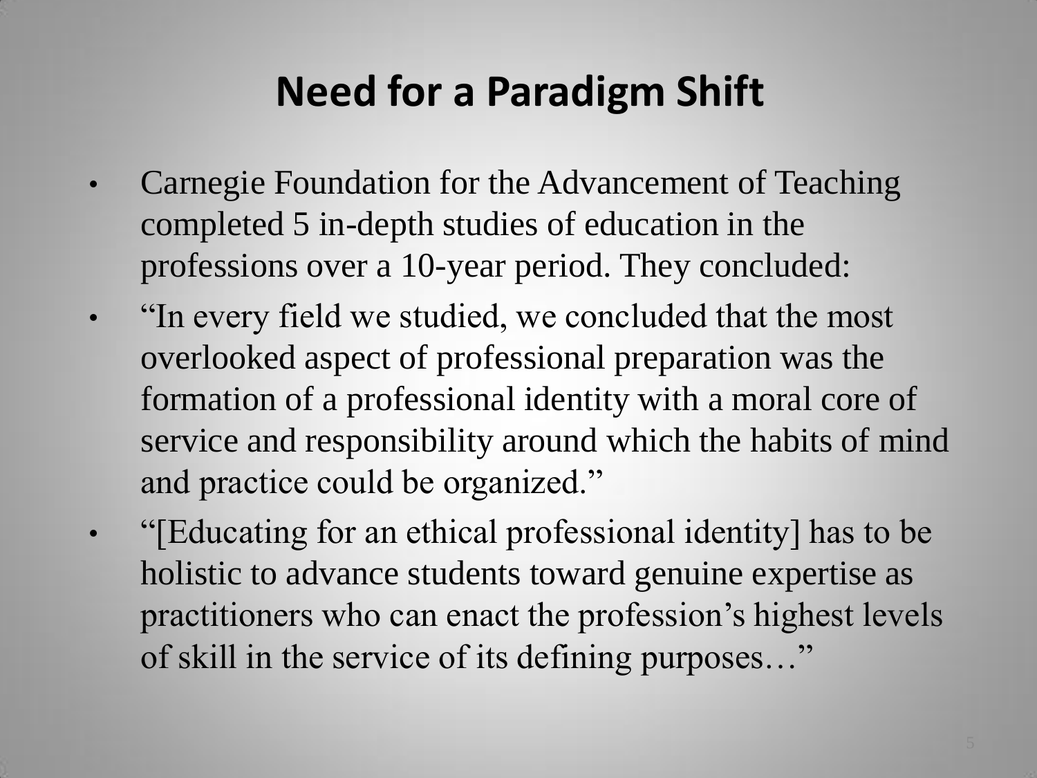# Need for a Paradigm Shift

- Carnegie Foundation for the Advancement of Teaching completed 5 in-depth studies of education in the professions over a 10-year period. They concluded:
- "In every field we studied, we concluded that the most overlooked aspect of professional preparation was the formation of a professional identity with a moral core of service and responsibility around which the habits of mind and practice could be organized."
- "[Educating for an ethical professional identity] has to be holistic to advance students toward genuine expertise as practitioners who can enact the profession's highest levels of skill in the service of its defining purposes…"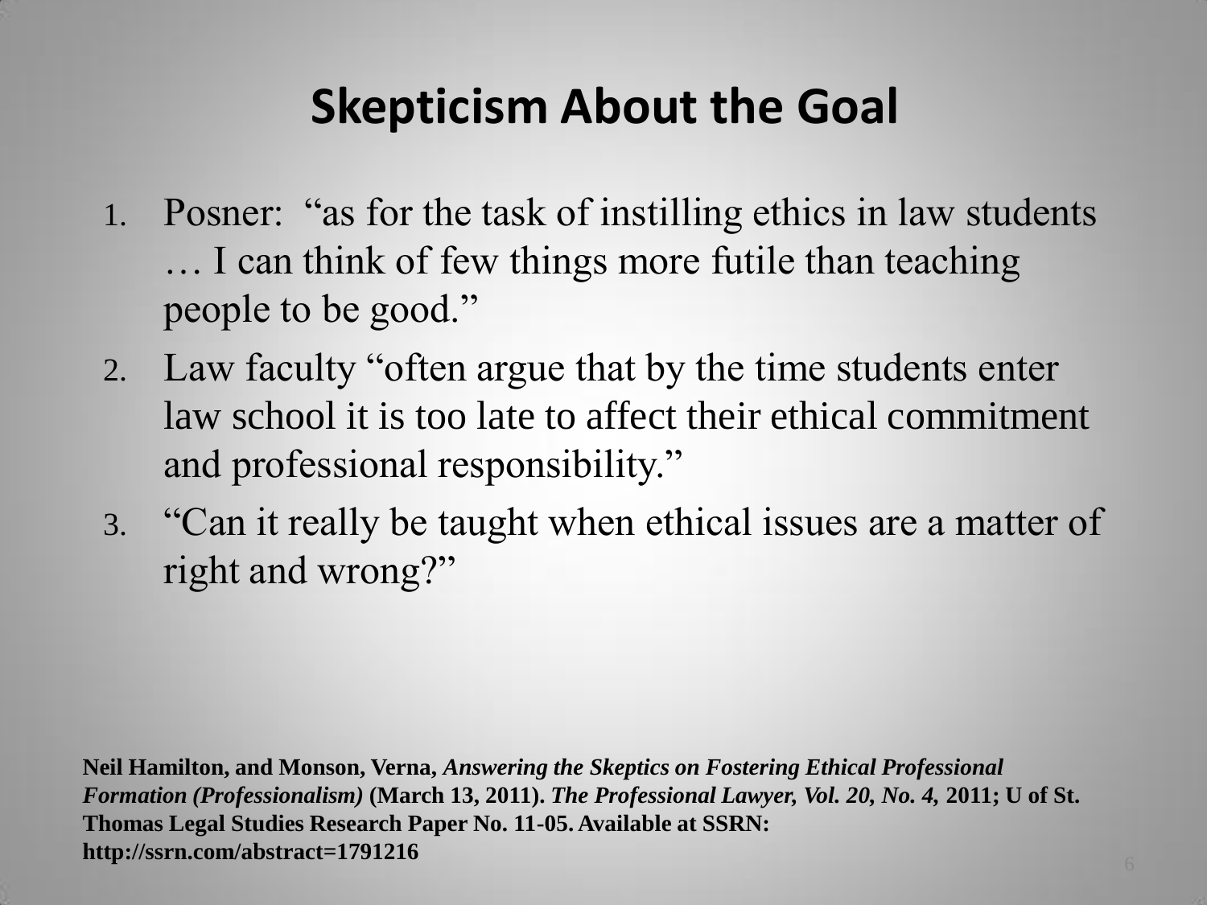# Skepticism About the Goal

1. Posner: "as for the task of instilling ethics in law students … I can think of few things more futile than teaching people to be good."
2. Law faculty "often argue that by the time students enter law school it is too late to affect their ethical commitment and professional responsibility."
3. "Can it really be taught when ethical issues are a matter of right and wrong?"

**Neil Hamilton, and Monson, Verna, *Answering the Skeptics on Fostering Ethical Professional Formation (Professionalism)* (March 13, 2011). *The Professional Lawyer, Vol. 20, No. 4,* 2011; U of St. Thomas Legal Studies Research Paper No. 11-05. Available at SSRN: http://ssrn.com/abstract=1791216**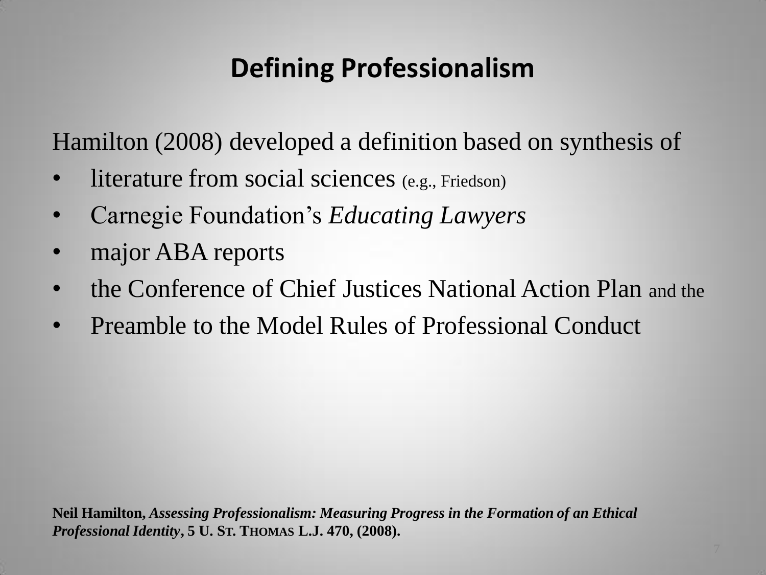# Defining Professionalism

Hamilton (2008) developed a definition based on synthesis of

- literature from social sciences (e.g., Friedson)
- Carnegie Foundation's *Educating Lawyers*
- major ABA reports
- the Conference of Chief Justices National Action Plan and the
- Preamble to the Model Rules of Professional Conduct

**Neil Hamilton, *Assessing Professionalism: Measuring Progress in the Formation of an Ethical Professional Identity*, 5 U. ST. THOMAS L.J. 470, (2008).**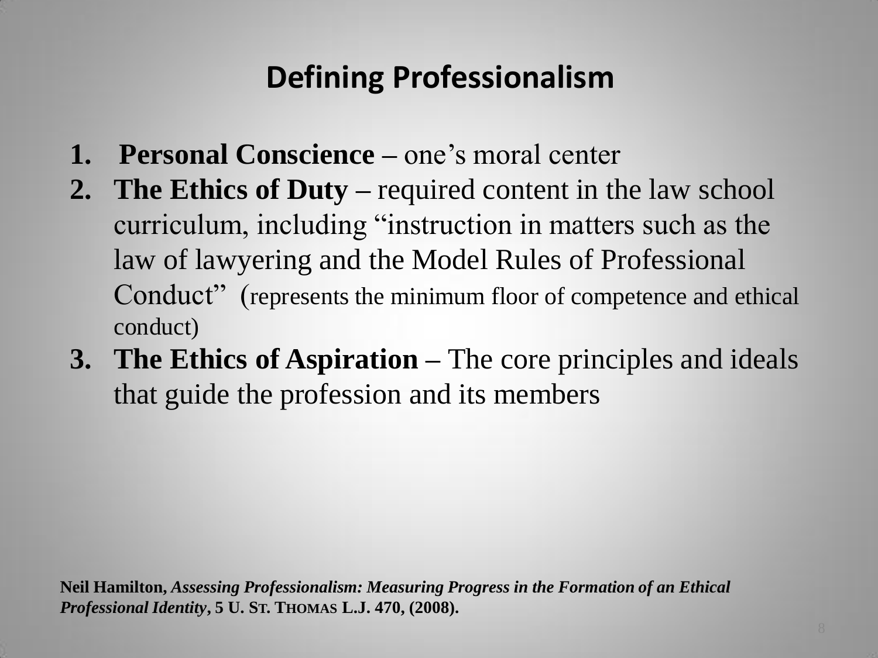## Defining Professionalism

1. **Personal Conscience –** one's moral center
2. **The Ethics of Duty –** required content in the law school curriculum, including "instruction in matters such as the law of lawyering and the Model Rules of Professional Conduct" (represents the minimum floor of competence and ethical conduct)
3. **The Ethics of Aspiration –** The core principles and ideals that guide the profession and its members

**Neil Hamilton, *Assessing Professionalism: Measuring Progress in the Formation of an Ethical Professional Identity*, 5 U. ST. THOMAS L.J. 470, (2008).**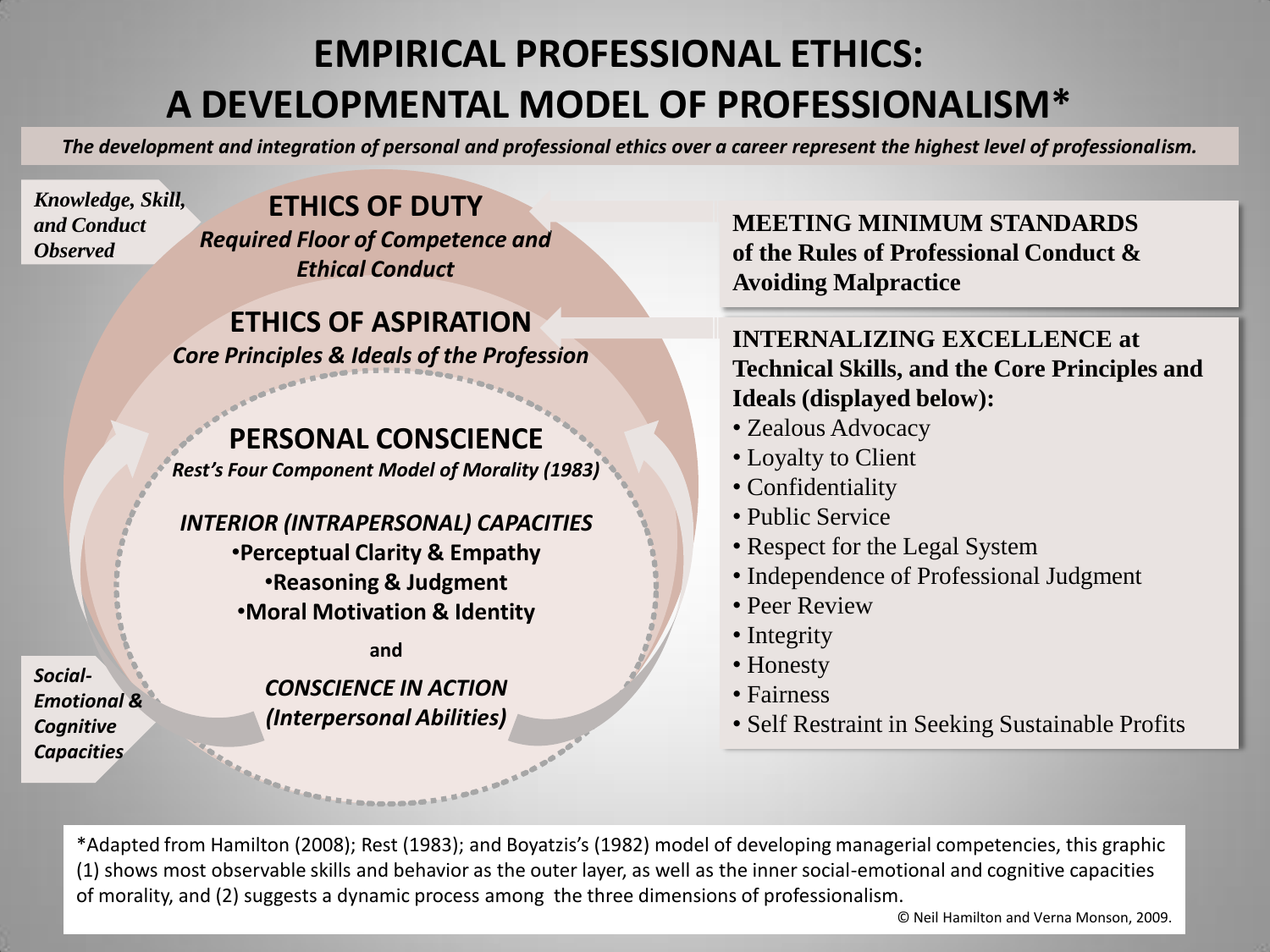# EMPIRICAL PROFESSIONAL ETHICS: A DEVELOPMENTAL MODEL OF PROFESSIONALISM*

***The development and integration of personal and professional ethics over a career represent the highest level of professionalism.***

***Knowledge, Skill, and Conduct Observed***

## ETHICS OF DUTY

***Required Floor of Competence and Ethical Conduct***

**MEETING MINIMUM STANDARDS of the Rules of Professional Conduct & Avoiding Malpractice**

## ETHICS OF ASPIRATION

***Core Principles & Ideals of the Profession***

**INTERNALIZING EXCELLENCE at Technical Skills, and the Core Principles and Ideals (displayed below):**

- Zealous Advocacy
- Loyalty to Client
- Confidentiality
- Public Service
- Respect for the Legal System
- Independence of Professional Judgment
- Peer Review
- Integrity
- Honesty
- Fairness
- Self Restraint in Seeking Sustainable Profits

## PERSONAL CONSCIENCE

***Rest's Four Component Model of Morality (1983)***

***INTERIOR (INTRAPERSONAL) CAPACITIES***

- **Perceptual Clarity & Empathy**
- **Reasoning & Judgment**
- **Moral Motivation & Identity**

**and**

***CONSCIENCE IN ACTION (Interpersonal Abilities)***

***Social-Emotional & Cognitive Capacities***

*Adapted from Hamilton (2008); Rest (1983); and Boyatzis's (1982) model of developing managerial competencies, this graphic (1) shows most observable skills and behavior as the outer layer, as well as the inner social-emotional and cognitive capacities of morality, and (2) suggests a dynamic process among the three dimensions of professionalism.

© Neil Hamilton and Verna Monson, 2009.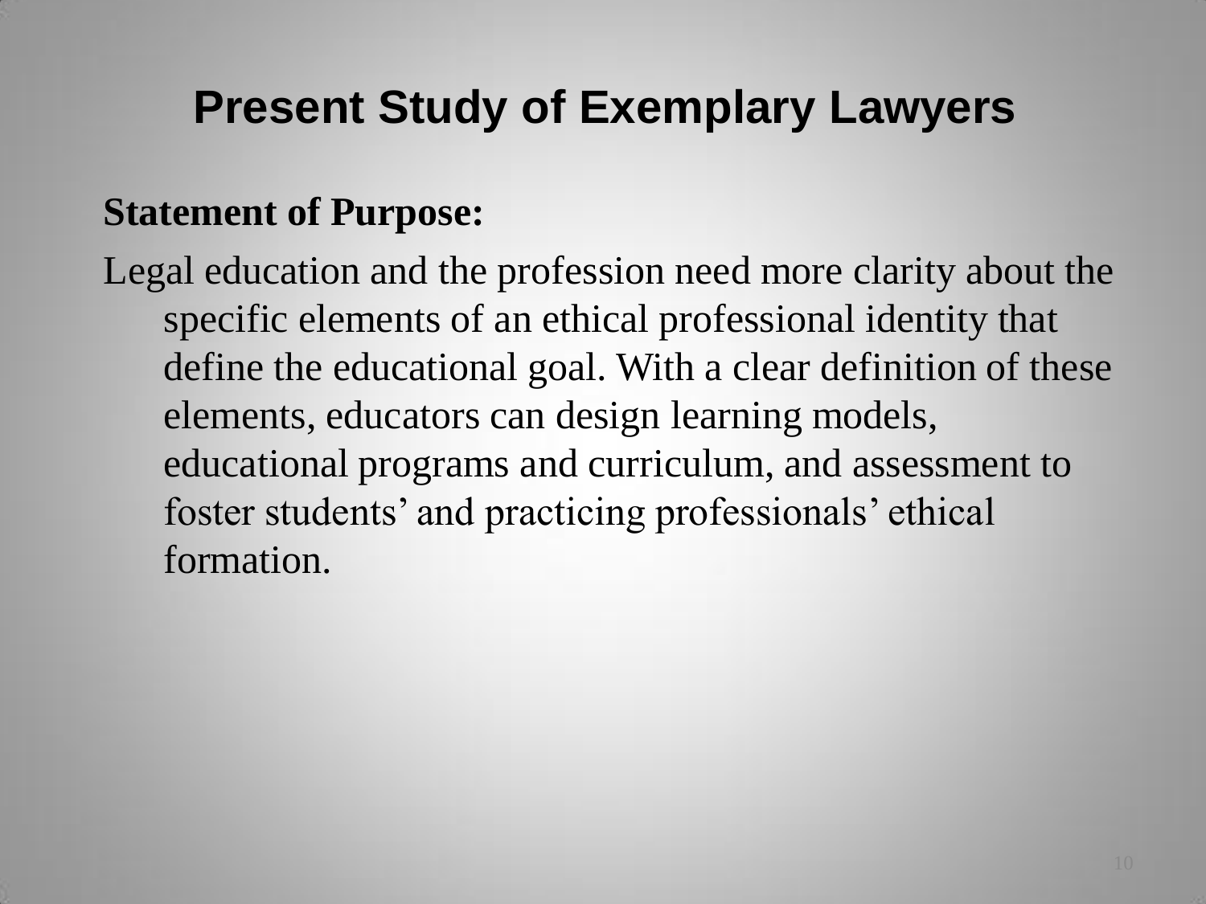# Present Study of Exemplary Lawyers

**Statement of Purpose:**

Legal education and the profession need more clarity about the specific elements of an ethical professional identity that define the educational goal. With a clear definition of these elements, educators can design learning models, educational programs and curriculum, and assessment to foster students' and practicing professionals' ethical formation.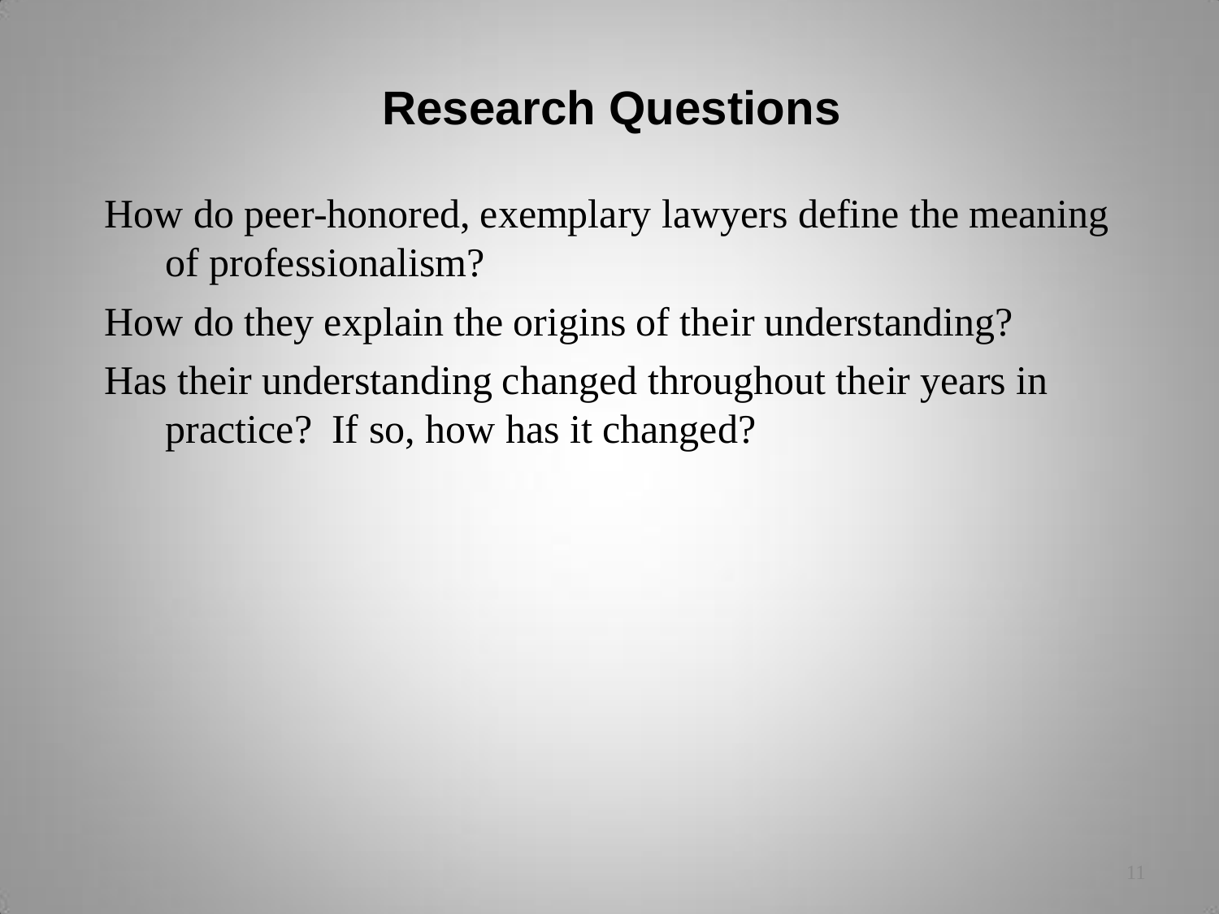# Research Questions

How do peer-honored, exemplary lawyers define the meaning of professionalism?

How do they explain the origins of their understanding?

Has their understanding changed throughout their years in practice? If so, how has it changed?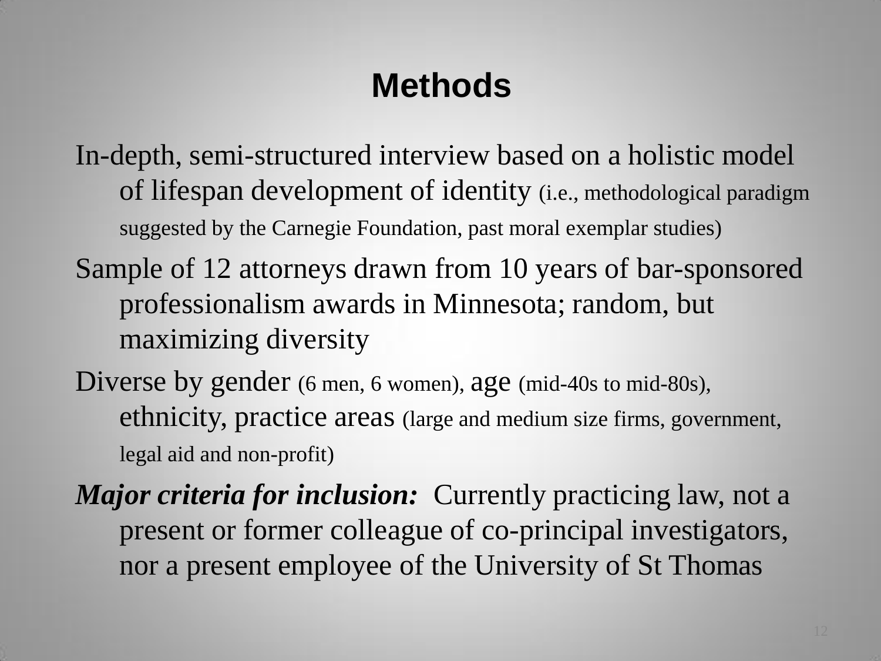# Methods

In-depth, semi-structured interview based on a holistic model of lifespan development of identity (i.e., methodological paradigm suggested by the Carnegie Foundation, past moral exemplar studies)

Sample of 12 attorneys drawn from 10 years of bar-sponsored professionalism awards in Minnesota; random, but maximizing diversity

Diverse by gender (6 men, 6 women), age (mid-40s to mid-80s), ethnicity, practice areas (large and medium size firms, government, legal aid and non-profit)

***Major criteria for inclusion:*** Currently practicing law, not a present or former colleague of co-principal investigators, nor a present employee of the University of St Thomas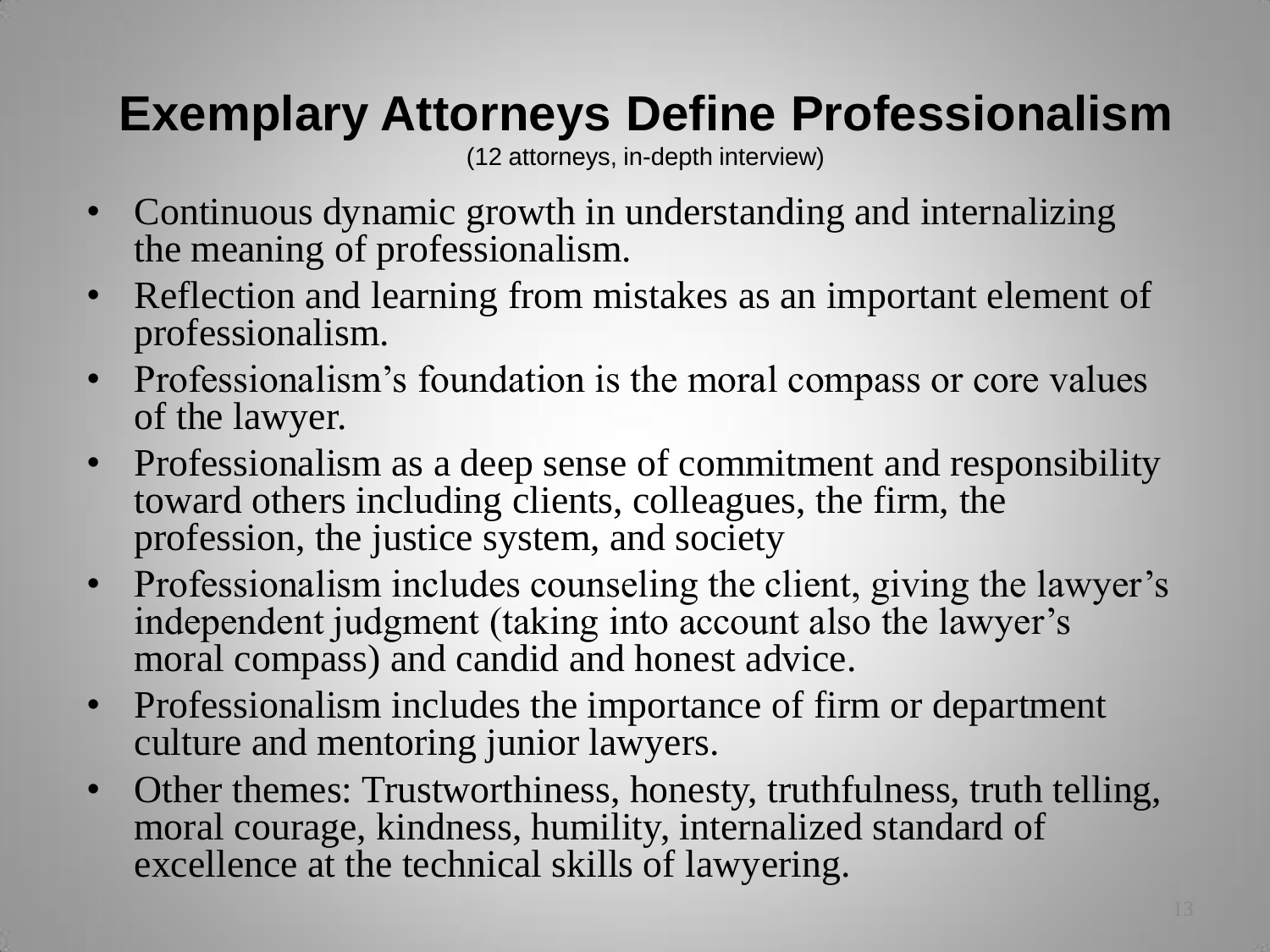# Exemplary Attorneys Define Professionalism

(12 attorneys, in-depth interview)

- Continuous dynamic growth in understanding and internalizing the meaning of professionalism.
- Reflection and learning from mistakes as an important element of professionalism.
- Professionalism's foundation is the moral compass or core values of the lawyer.
- Professionalism as a deep sense of commitment and responsibility toward others including clients, colleagues, the firm, the profession, the justice system, and society
- Professionalism includes counseling the client, giving the lawyer's independent judgment (taking into account also the lawyer's moral compass) and candid and honest advice.
- Professionalism includes the importance of firm or department culture and mentoring junior lawyers.
- Other themes: Trustworthiness, honesty, truthfulness, truth telling, moral courage, kindness, humility, internalized standard of excellence at the technical skills of lawyering.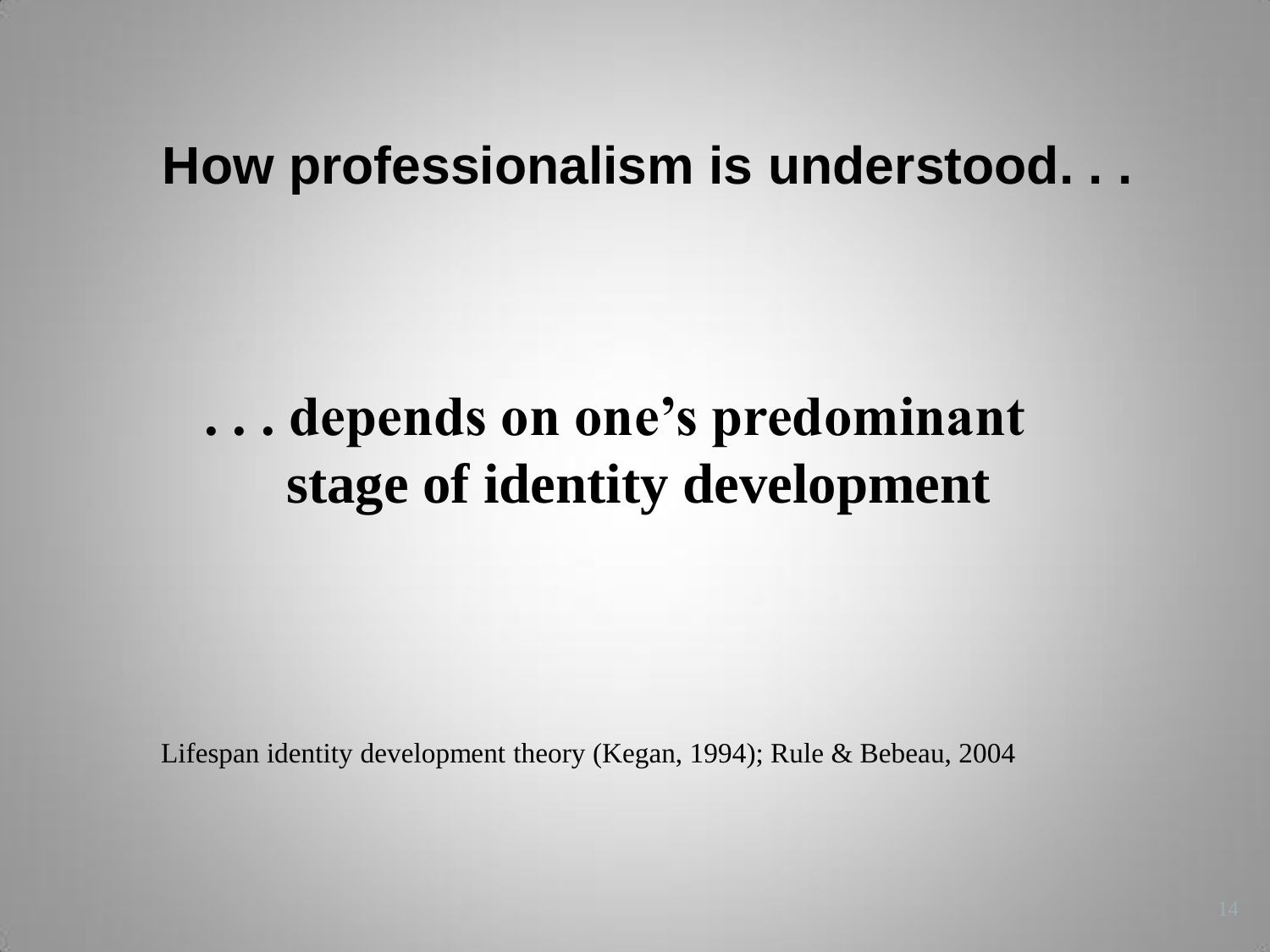## How professionalism is understood. . .

**. . . depends on one's predominant stage of identity development**

Lifespan identity development theory (Kegan, 1994); Rule & Bebeau, 2004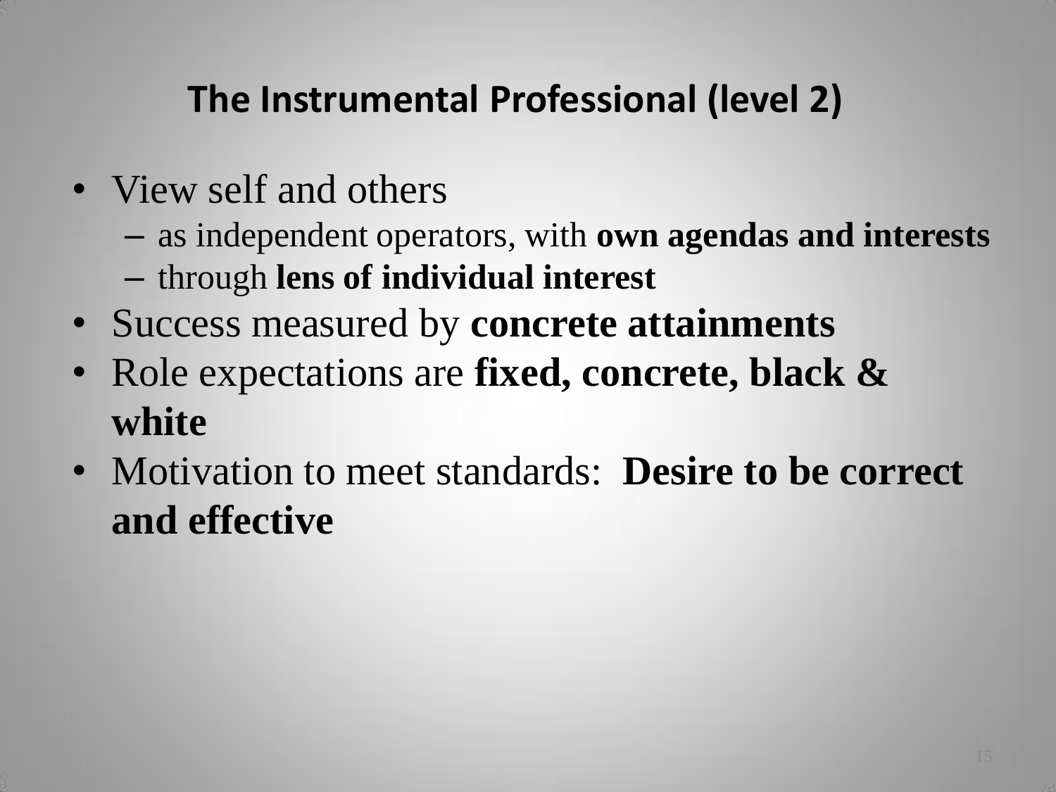## The Instrumental Professional (level 2)

- View self and others
  - as independent operators, with **own agendas and interests**
  - through **lens of individual interest**
- Success measured by **concrete attainments**
- Role expectations are **fixed, concrete, black & white**
- Motivation to meet standards: **Desire to be correct and effective**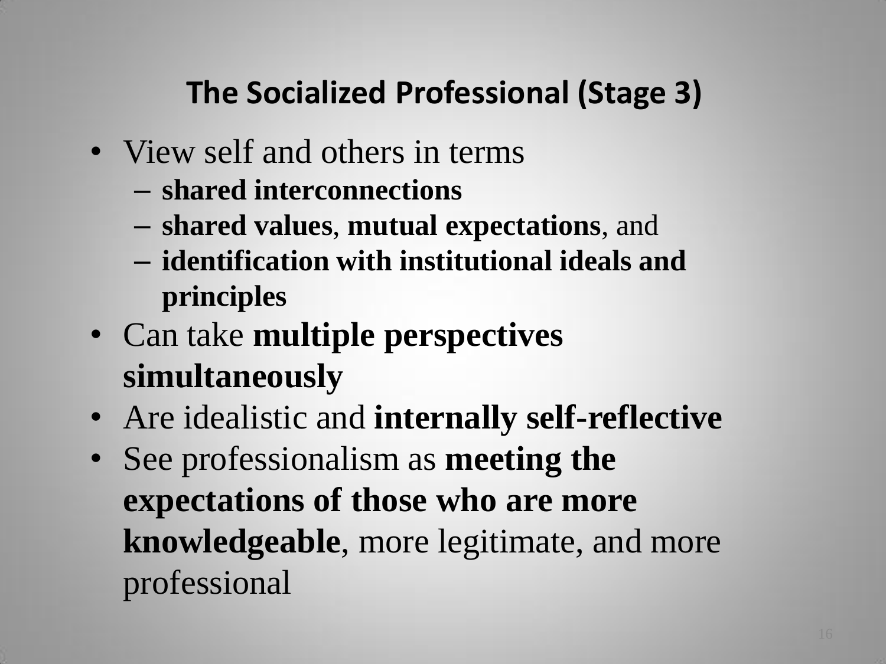## The Socialized Professional (Stage 3)

- View self and others in terms
  - **shared interconnections**
  - **shared values**, **mutual expectations**, and
  - **identification with institutional ideals and principles**
- Can take **multiple perspectives simultaneously**
- Are idealistic and **internally self-reflective**
- See professionalism as **meeting the expectations of those who are more knowledgeable**, more legitimate, and more professional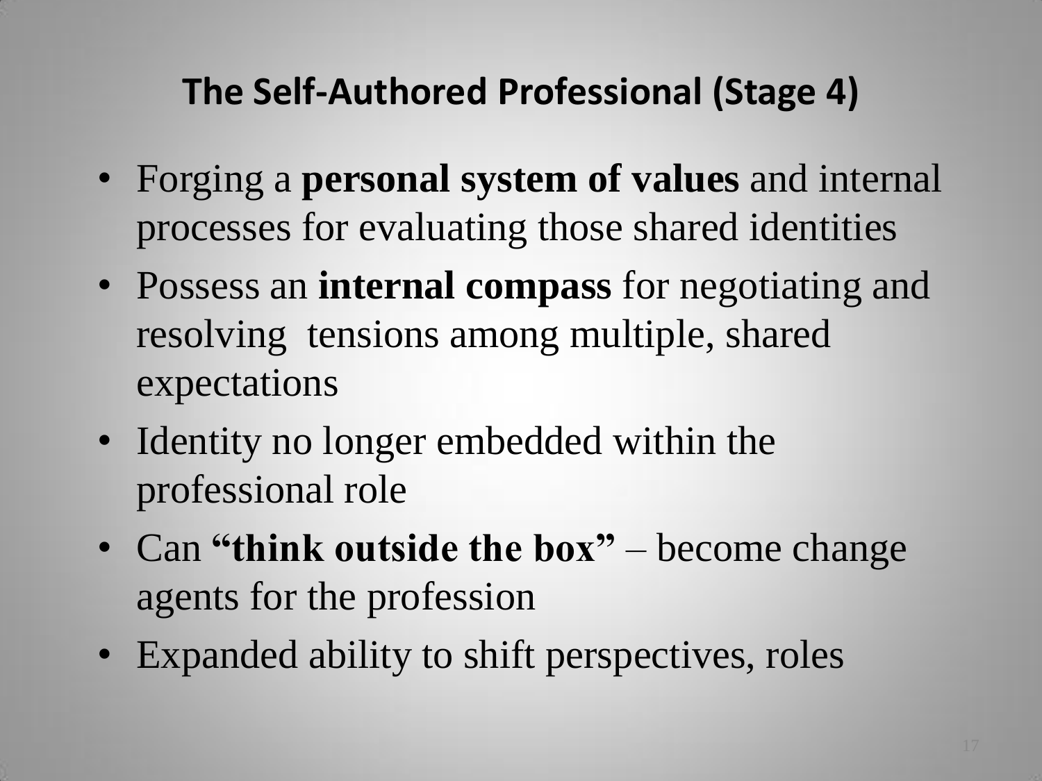## The Self-Authored Professional (Stage 4)

- Forging a **personal system of values** and internal processes for evaluating those shared identities
- Possess an **internal compass** for negotiating and resolving tensions among multiple, shared expectations
- Identity no longer embedded within the professional role
- Can **"think outside the box"** – become change agents for the profession
- Expanded ability to shift perspectives, roles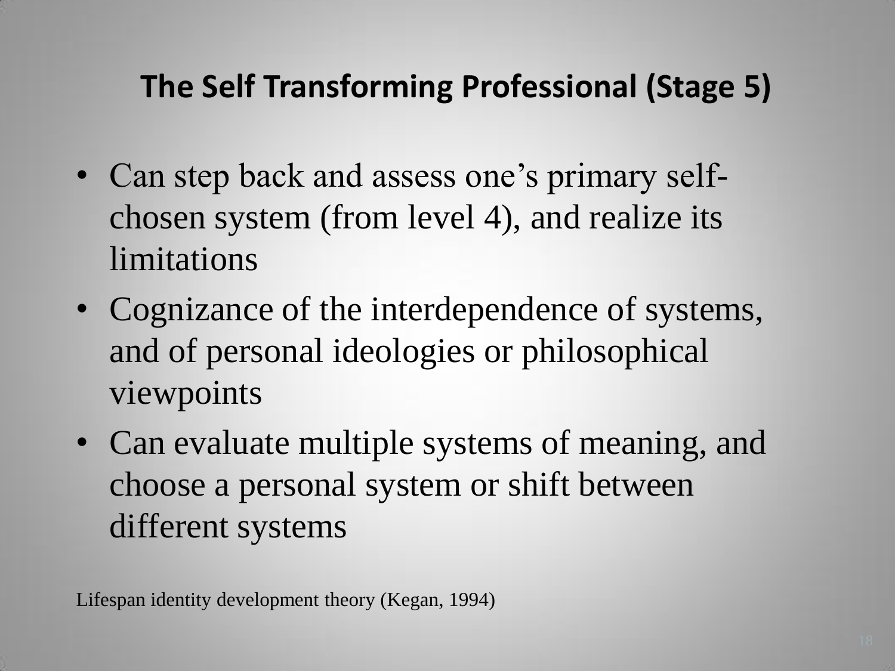## The Self Transforming Professional (Stage 5)

- Can step back and assess one's primary self-chosen system (from level 4), and realize its limitations
- Cognizance of the interdependence of systems, and of personal ideologies or philosophical viewpoints
- Can evaluate multiple systems of meaning, and choose a personal system or shift between different systems

Lifespan identity development theory (Kegan, 1994)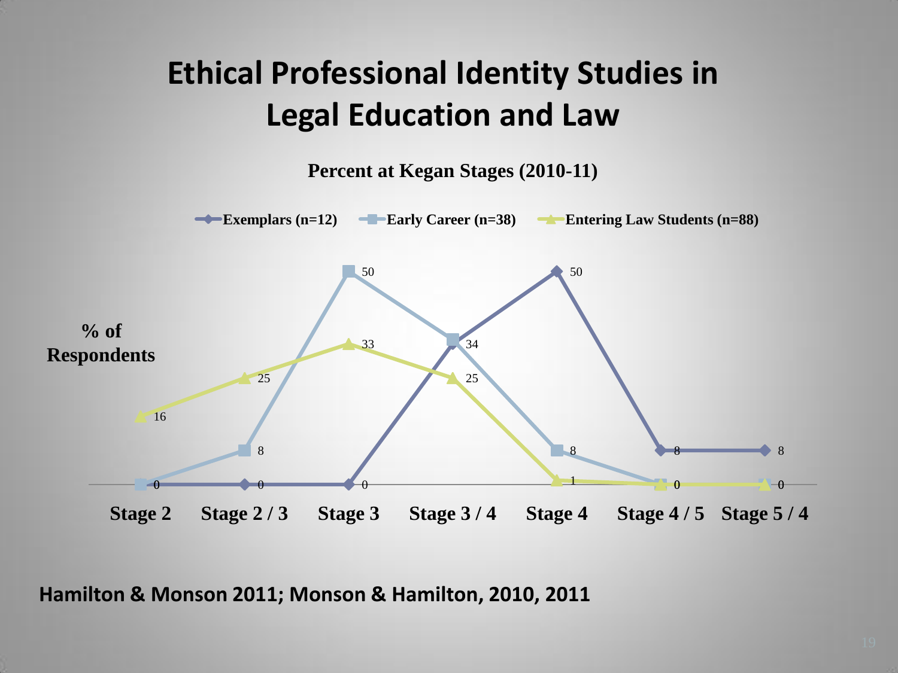# Ethical Professional Identity Studies in Legal Education and Law

**Percent at Kegan Stages (2010-11)**

% of Respondents

| | Stage 2 | Stage 2 / 3 | Stage 3 | Stage 3 / 4 | Stage 4 | Stage 4 / 5 | Stage 5 / 4 |
|---|---|---|---|---|---|---|---|
| Exemplars (n=12) | 0 | 0 | 0 | 34 | 50 | 8 | 8 |
| Early Career (n=38) | 0 | 8 | 50 | 34 | 8 | 0 | 0 |
| Entering Law Students (n=88) | 16 | 25 | 33 | 25 | 1 | 0 | 0 |

**Hamilton & Monson 2011; Monson & Hamilton, 2010, 2011**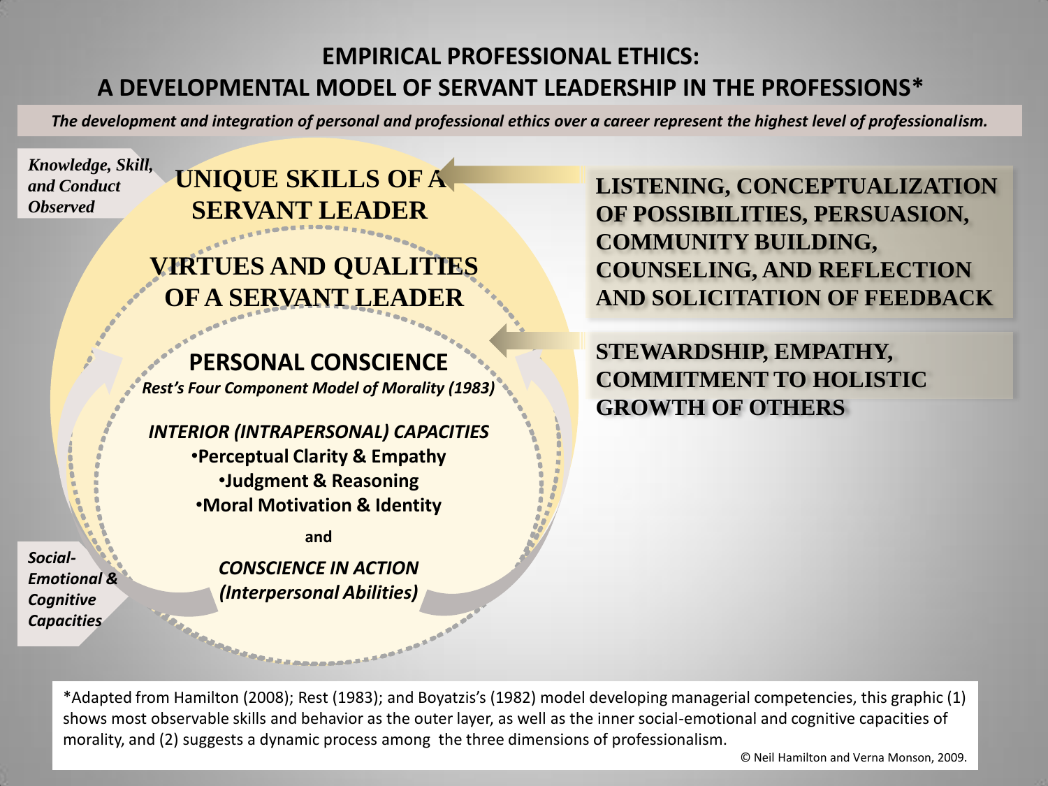# EMPIRICAL PROFESSIONAL ETHICS:
## A DEVELOPMENTAL MODEL OF SERVANT LEADERSHIP IN THE PROFESSIONS*

*The development and integration of personal and professional ethics over a career represent the highest level of professionalism.*

*Knowledge, Skill, and Conduct Observed*

**UNIQUE SKILLS OF A SERVANT LEADER**

**LISTENING, CONCEPTUALIZATION OF POSSIBILITIES, PERSUASION, COMMUNITY BUILDING, COUNSELING, AND REFLECTION AND SOLICITATION OF FEEDBACK**

**VIRTUES AND QUALITIES OF A SERVANT LEADER**

**STEWARDSHIP, EMPATHY, COMMITMENT TO HOLISTIC GROWTH OF OTHERS**

**PERSONAL CONSCIENCE**

***Rest's Four Component Model of Morality (1983)***

***INTERIOR (INTRAPERSONAL) CAPACITIES***

- **Perceptual Clarity & Empathy**
- **Judgment & Reasoning**
- **Moral Motivation & Identity**

**and**

***CONSCIENCE IN ACTION (Interpersonal Abilities)***

***Social-Emotional & Cognitive Capacities***

*Adapted from Hamilton (2008); Rest (1983); and Boyatzis's (1982) model developing managerial competencies, this graphic (1) shows most observable skills and behavior as the outer layer, as well as the inner social-emotional and cognitive capacities of morality, and (2) suggests a dynamic process among the three dimensions of professionalism.

© Neil Hamilton and Verna Monson, 2009.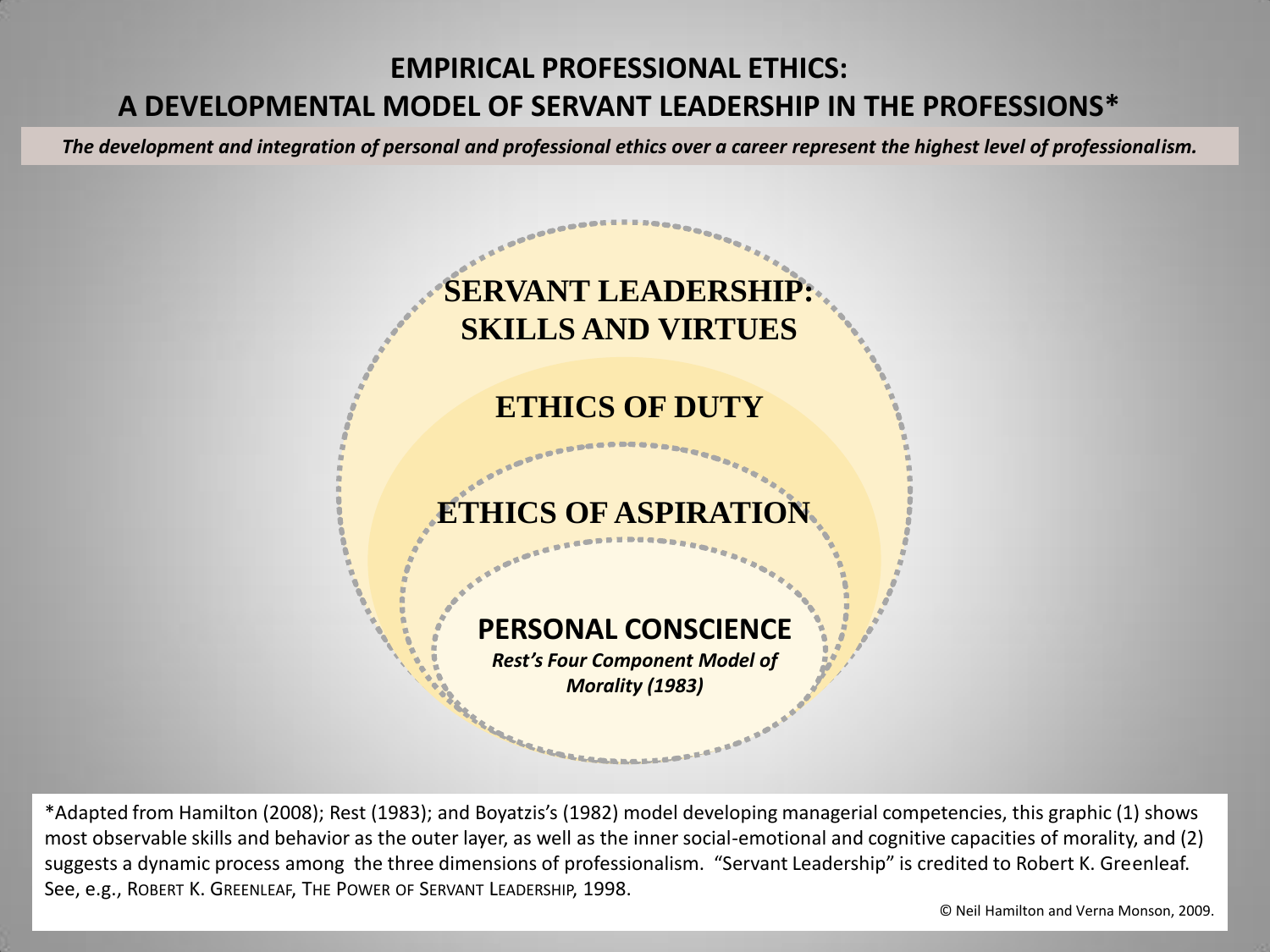# EMPIRICAL PROFESSIONAL ETHICS: A DEVELOPMENTAL MODEL OF SERVANT LEADERSHIP IN THE PROFESSIONS*

***The development and integration of personal and professional ethics over a career represent the highest level of professionalism.***

**SERVANT LEADERSHIP: SKILLS AND VIRTUES**

**ETHICS OF DUTY**

**ETHICS OF ASPIRATION**

**PERSONAL CONSCIENCE**

***Rest's Four Component Model of Morality (1983)***

*Adapted from Hamilton (2008); Rest (1983); and Boyatzis's (1982) model developing managerial competencies, this graphic (1) shows most observable skills and behavior as the outer layer, as well as the inner social-emotional and cognitive capacities of morality, and (2) suggests a dynamic process among the three dimensions of professionalism. "Servant Leadership" is credited to Robert K. Greenleaf. See, e.g., ROBERT K. GREENLEAF, THE POWER OF SERVANT LEADERSHIP, 1998.

© Neil Hamilton and Verna Monson, 2009.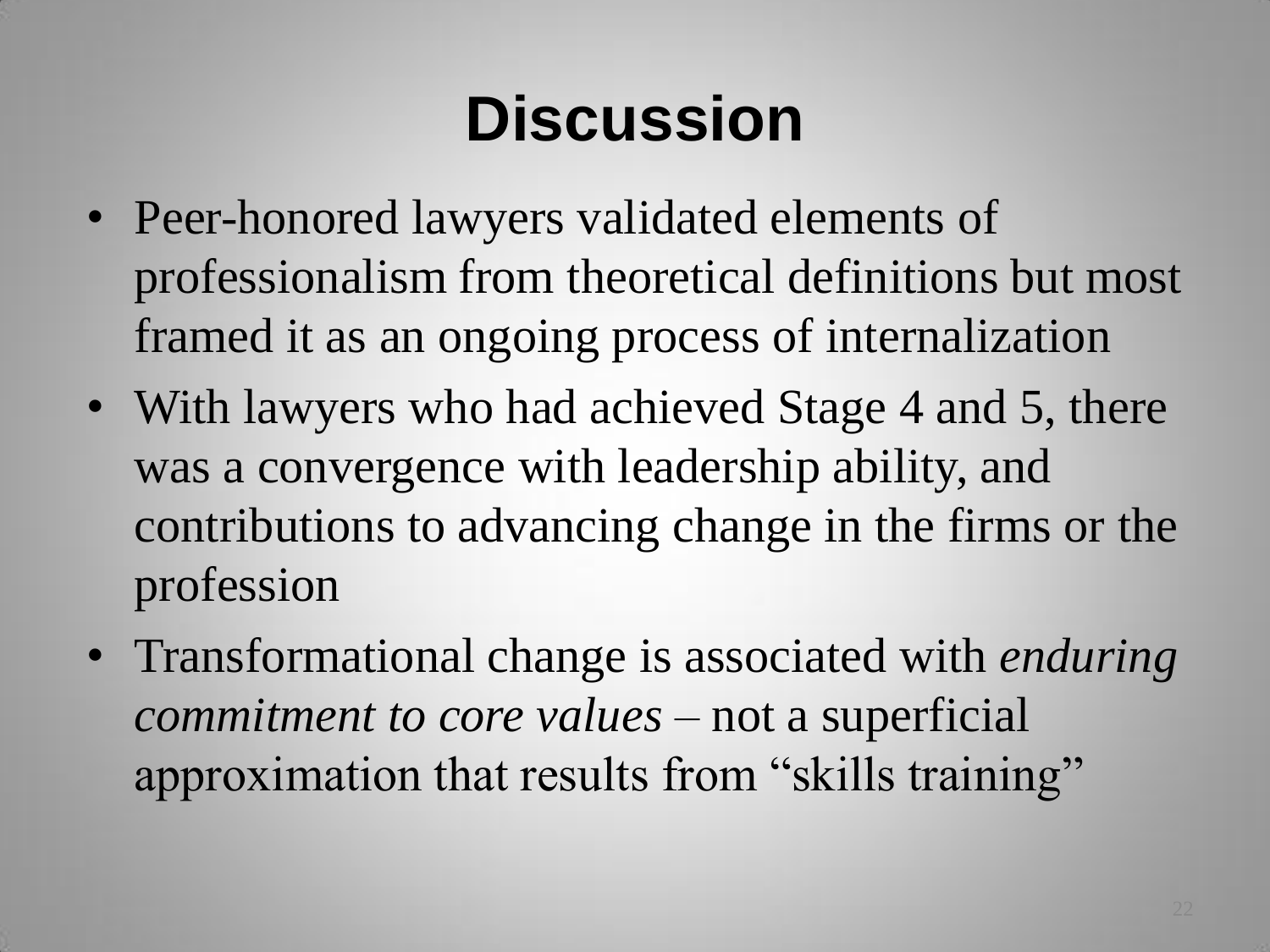# Discussion

- Peer-honored lawyers validated elements of professionalism from theoretical definitions but most framed it as an ongoing process of internalization
- With lawyers who had achieved Stage 4 and 5, there was a convergence with leadership ability, and contributions to advancing change in the firms or the profession
- Transformational change is associated with *enduring commitment to core values* – not a superficial approximation that results from “skills training”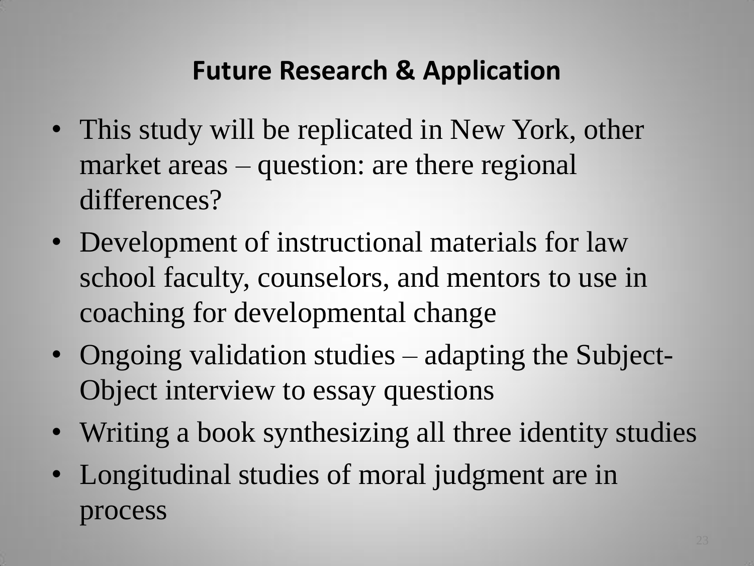# Future Research & Application

- This study will be replicated in New York, other market areas – question: are there regional differences?
- Development of instructional materials for law school faculty, counselors, and mentors to use in coaching for developmental change
- Ongoing validation studies – adapting the Subject-Object interview to essay questions
- Writing a book synthesizing all three identity studies
- Longitudinal studies of moral judgment are in process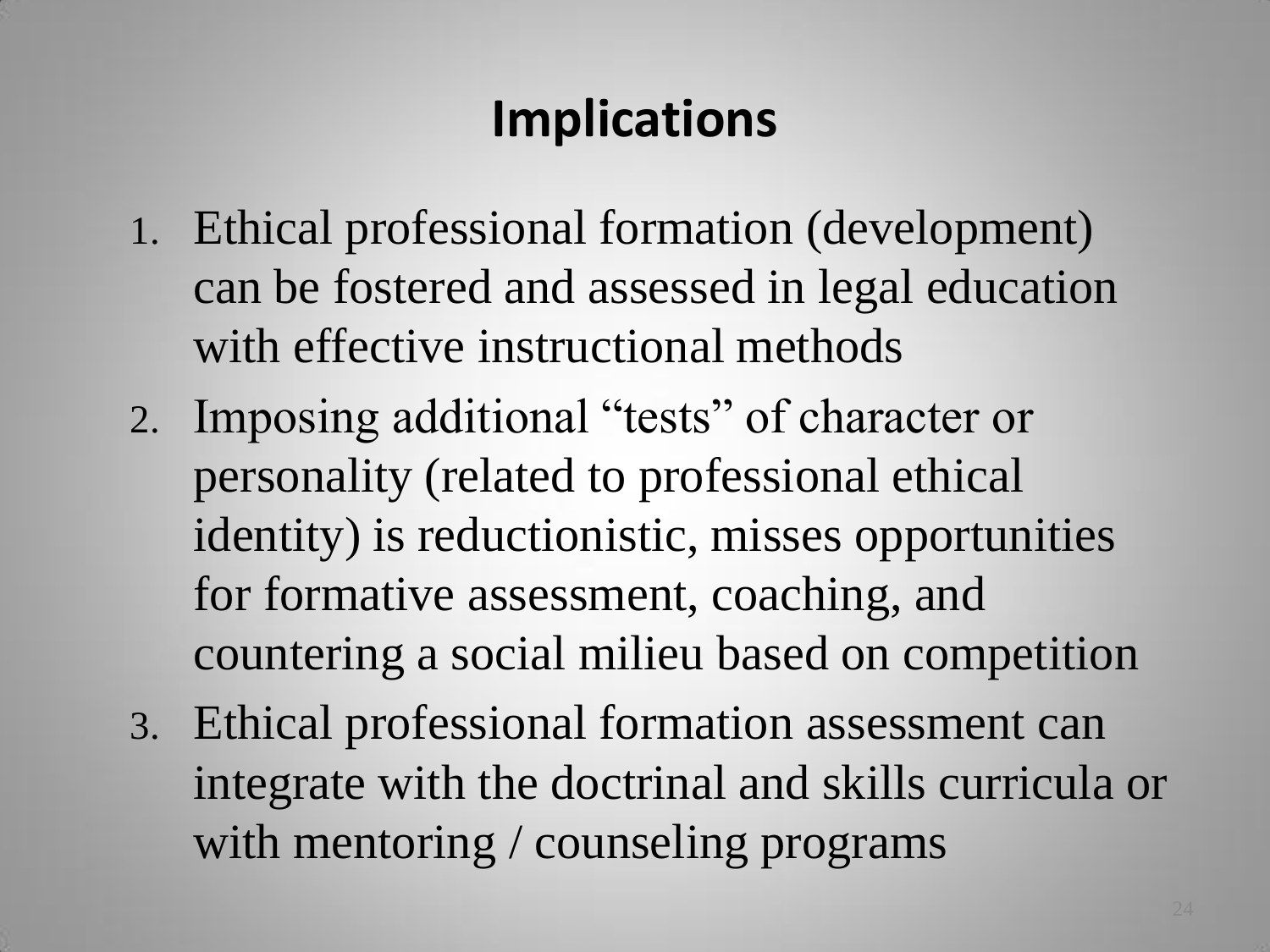# Implications

1. Ethical professional formation (development) can be fostered and assessed in legal education with effective instructional methods
2. Imposing additional "tests" of character or personality (related to professional ethical identity) is reductionistic, misses opportunities for formative assessment, coaching, and countering a social milieu based on competition
3. Ethical professional formation assessment can integrate with the doctrinal and skills curricula or with mentoring / counseling programs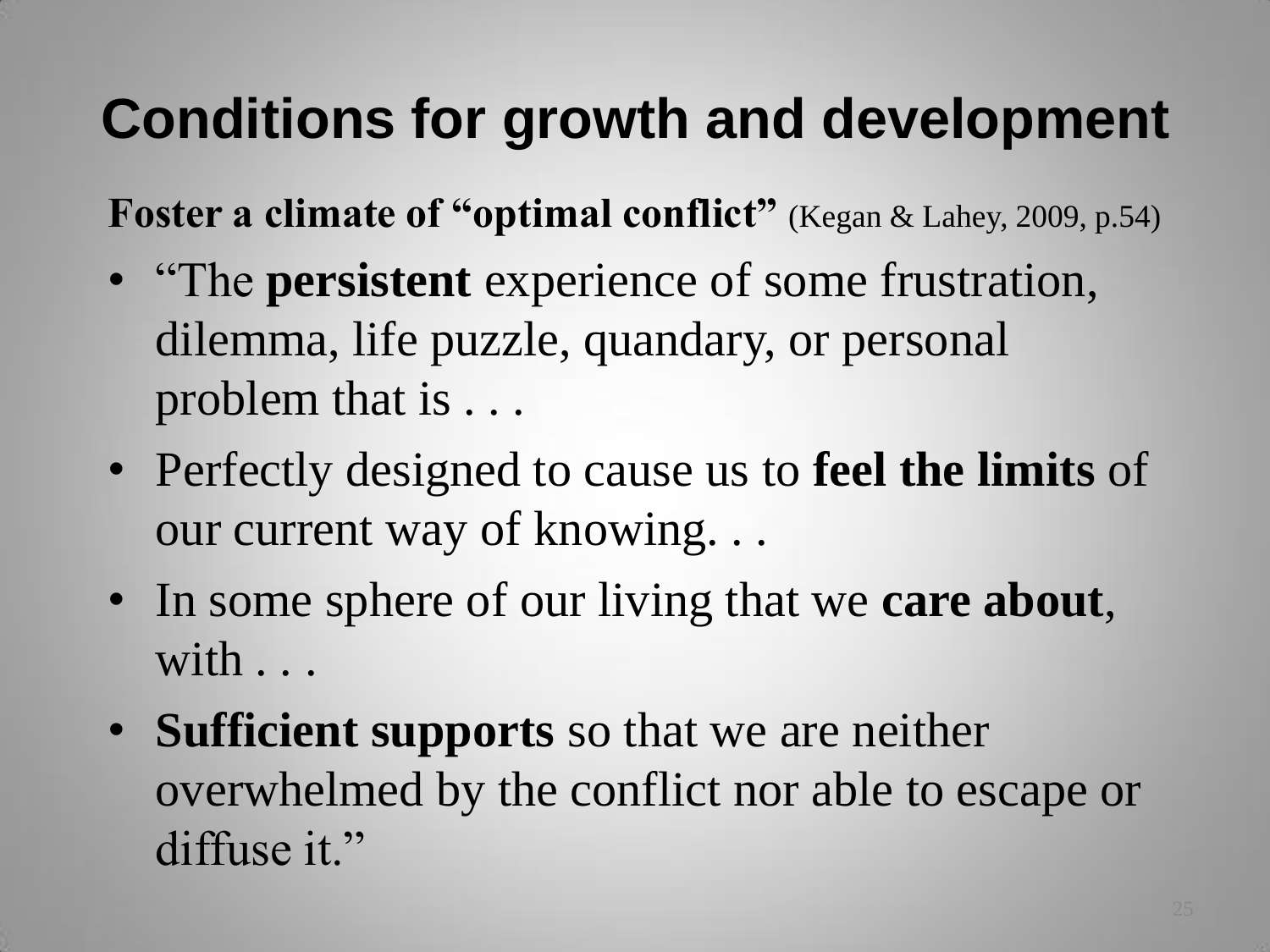# Conditions for growth and development

**Foster a climate of "optimal conflict"** (Kegan & Lahey, 2009, p.54)

- "The **persistent** experience of some frustration, dilemma, life puzzle, quandary, or personal problem that is . . .
- Perfectly designed to cause us to **feel the limits** of our current way of knowing. . .
- In some sphere of our living that we **care about**, with . . .
- **Sufficient supports** so that we are neither overwhelmed by the conflict nor able to escape or diffuse it."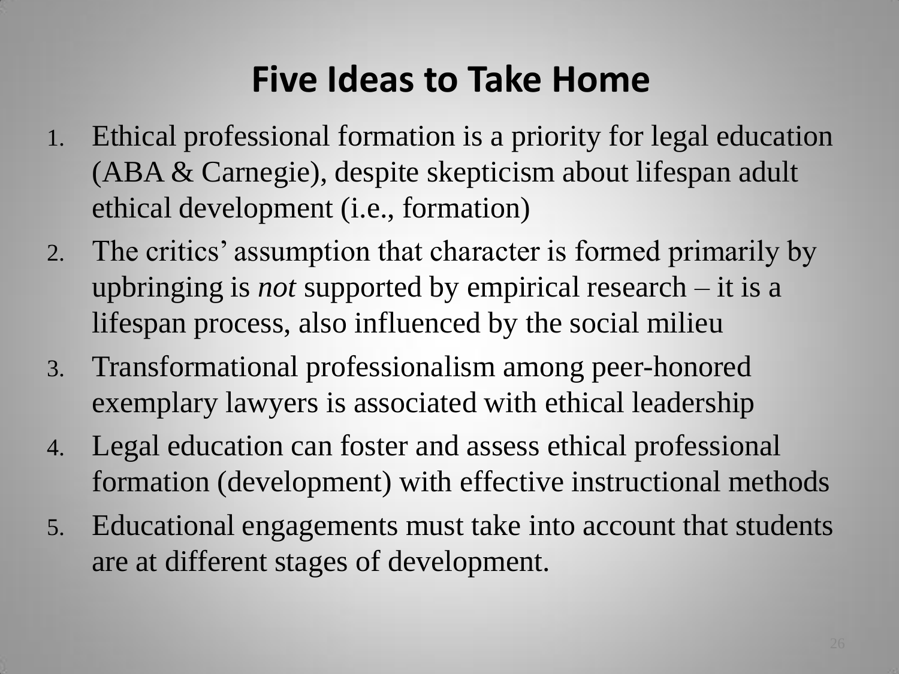# Five Ideas to Take Home

1. Ethical professional formation is a priority for legal education (ABA & Carnegie), despite skepticism about lifespan adult ethical development (i.e., formation)
2. The critics' assumption that character is formed primarily by upbringing is *not* supported by empirical research – it is a lifespan process, also influenced by the social milieu
3. Transformational professionalism among peer-honored exemplary lawyers is associated with ethical leadership
4. Legal education can foster and assess ethical professional formation (development) with effective instructional methods
5. Educational engagements must take into account that students are at different stages of development.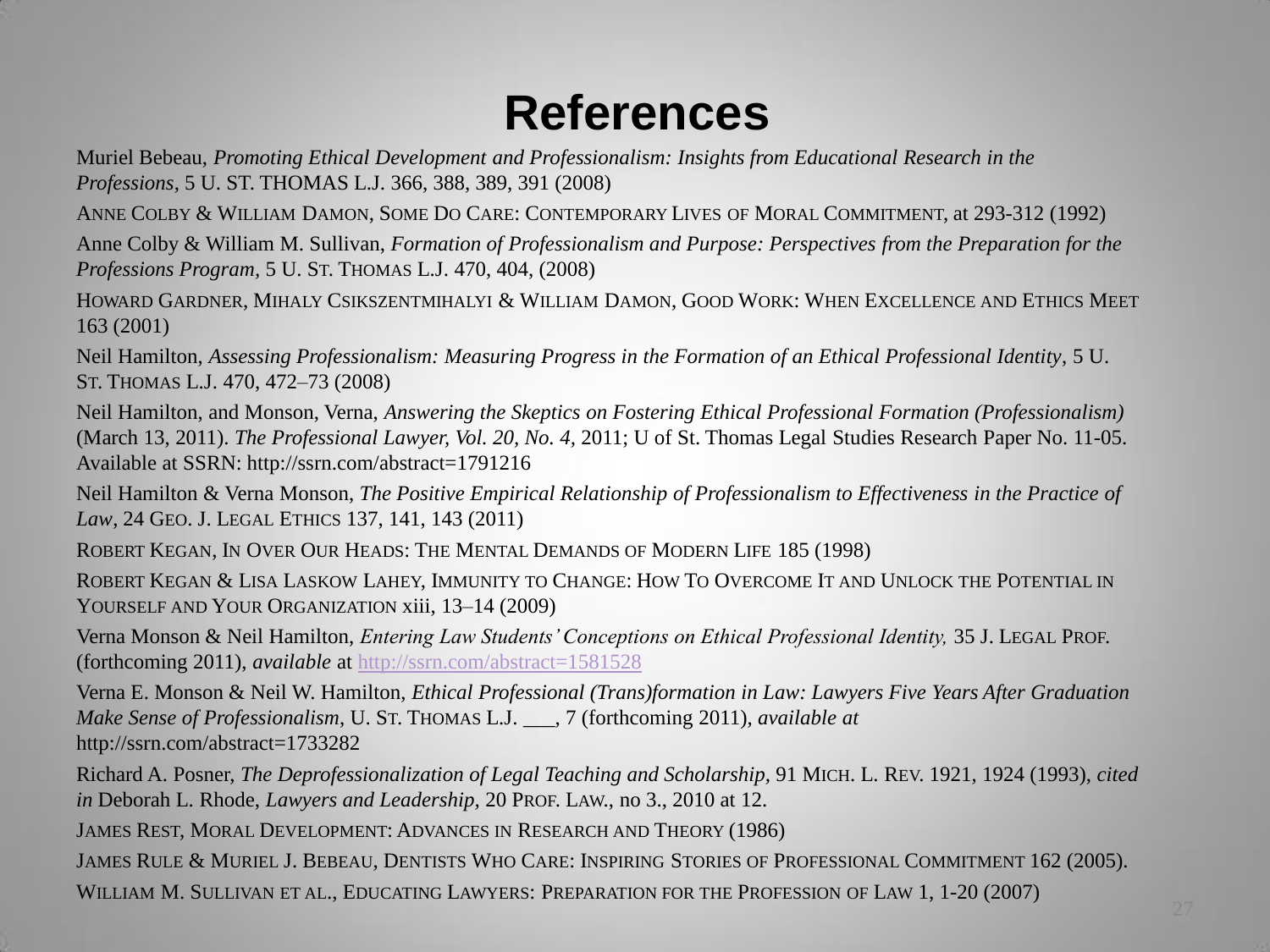# References

Muriel Bebeau, *Promoting Ethical Development and Professionalism: Insights from Educational Research in the Professions*, 5 U. ST. THOMAS L.J. 366, 388, 389, 391 (2008)

ANNE COLBY & WILLIAM DAMON, SOME DO CARE: CONTEMPORARY LIVES OF MORAL COMMITMENT, at 293-312 (1992)

Anne Colby & William M. Sullivan, *Formation of Professionalism and Purpose: Perspectives from the Preparation for the Professions Program,* 5 U. ST. THOMAS L.J. 470, 404, (2008)

HOWARD GARDNER, MIHALY CSIKSZENTMIHALYI & WILLIAM DAMON, GOOD WORK: WHEN EXCELLENCE AND ETHICS MEET 163 (2001)

Neil Hamilton, *Assessing Professionalism: Measuring Progress in the Formation of an Ethical Professional Identity*, 5 U. ST. THOMAS L.J. 470, 472–73 (2008)

Neil Hamilton, and Monson, Verna, *Answering the Skeptics on Fostering Ethical Professional Formation (Professionalism)* (March 13, 2011). *The Professional Lawyer, Vol. 20, No. 4,* 2011; U of St. Thomas Legal Studies Research Paper No. 11-05. Available at SSRN: http://ssrn.com/abstract=1791216

Neil Hamilton & Verna Monson, *The Positive Empirical Relationship of Professionalism to Effectiveness in the Practice of Law*, 24 GEO. J. LEGAL ETHICS 137, 141, 143 (2011)

ROBERT KEGAN, IN OVER OUR HEADS: THE MENTAL DEMANDS OF MODERN LIFE 185 (1998)

ROBERT KEGAN & LISA LASKOW LAHEY, IMMUNITY TO CHANGE: HOW TO OVERCOME IT AND UNLOCK THE POTENTIAL IN YOURSELF AND YOUR ORGANIZATION xiii, 13–14 (2009)

Verna Monson & Neil Hamilton, *Entering Law Students' Conceptions on Ethical Professional Identity,* 35 J. LEGAL PROF. (forthcoming 2011), *available* at http://ssrn.com/abstract=1581528

Verna E. Monson & Neil W. Hamilton, *Ethical Professional (Trans)formation in Law: Lawyers Five Years After Graduation Make Sense of Professionalism*, U. ST. THOMAS L.J. ___, 7 (forthcoming 2011), *available at* http://ssrn.com/abstract=1733282

Richard A. Posner, *The Deprofessionalization of Legal Teaching and Scholarship*, 91 MICH. L. REV. 1921, 1924 (1993), *cited in* Deborah L. Rhode, *Lawyers and Leadership,* 20 PROF. LAW., no 3., 2010 at 12.

JAMES REST, MORAL DEVELOPMENT: ADVANCES IN RESEARCH AND THEORY (1986)

JAMES RULE & MURIEL J. BEBEAU, DENTISTS WHO CARE: INSPIRING STORIES OF PROFESSIONAL COMMITMENT 162 (2005).

WILLIAM M. SULLIVAN ET AL., EDUCATING LAWYERS: PREPARATION FOR THE PROFESSION OF LAW 1, 1-20 (2007)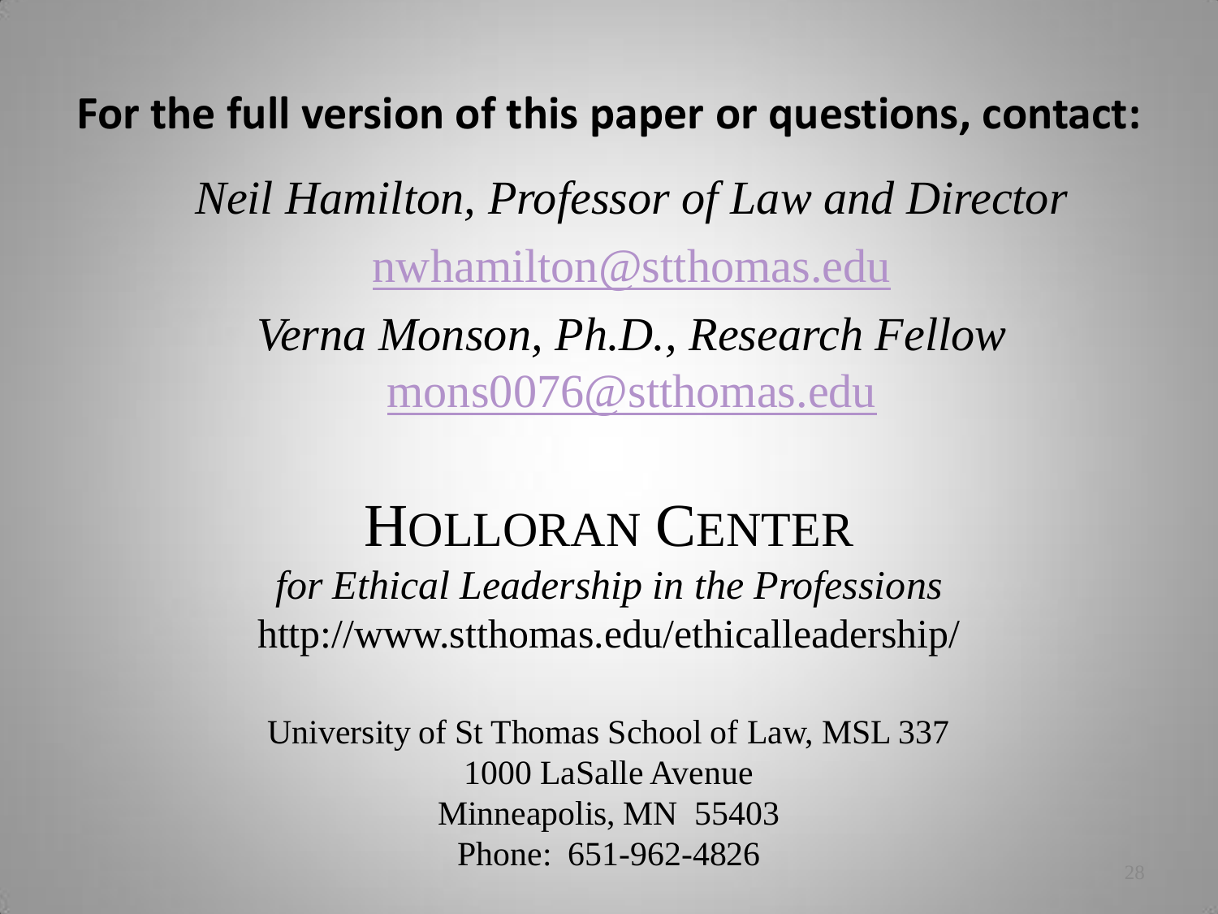**For the full version of this paper or questions, contact:**

*Neil Hamilton, Professor of Law and Director*

nwhamilton@stthomas.edu

*Verna Monson, Ph.D., Research Fellow*

mons0076@stthomas.edu

## HOLLORAN CENTER

*for Ethical Leadership in the Professions*

http://www.stthomas.edu/ethicalleadership/

University of St Thomas School of Law, MSL 337
1000 LaSalle Avenue
Minneapolis, MN 55403
Phone: 651-962-4826